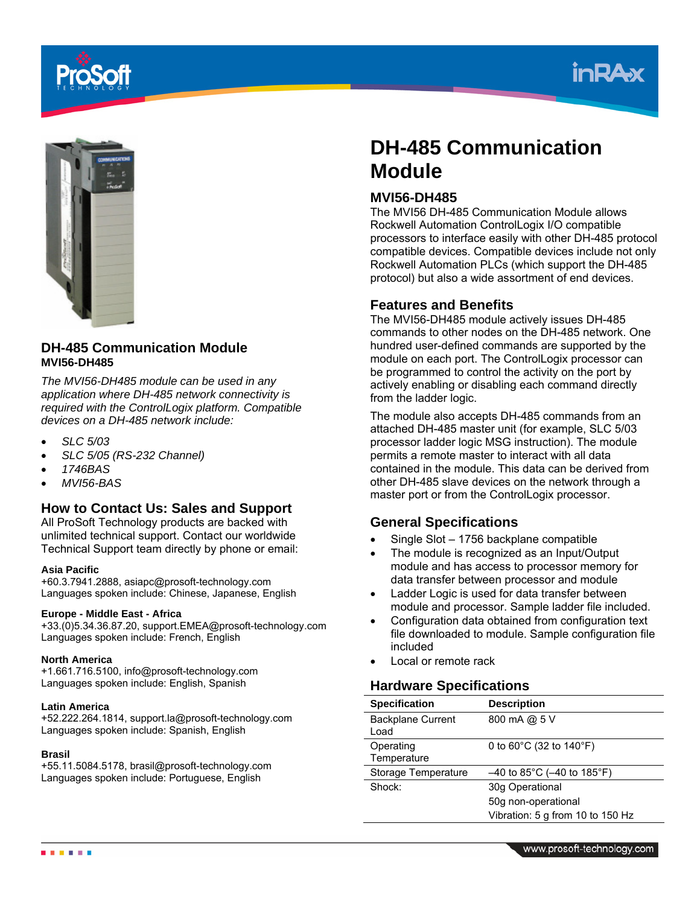## DH-485 Communication Module

**MVI56-DH485**

*The MVI56-DH485 module can be used in any application where DH-485 network connectivity is required with the ControlLogix platform. Compatible devices on a DH-485 network include:*

- *SLC 5/03*
- *SLC 5/05 (RS-232 Channel)*
- *1746BAS*
- *MVI56-BAS*

## How to Contact Us: Sales and Support

All ProSoft Technology products are backed with unlimited technical support. Contact our worldwide Technical Support team directly by phone or email:

**Asia Pacific**
+60.3.7941.2888, asiapc@prosoft-technology.com
Languages spoken include: Chinese, Japanese, English

**Europe - Middle East - Africa**
+33.(0)5.34.36.87.20, support.EMEA@prosoft-technology.com
Languages spoken include: French, English

**North America**
+1.661.716.5100, info@prosoft-technology.com
Languages spoken include: English, Spanish

**Latin America**
+52.222.264.1814, support.la@prosoft-technology.com
Languages spoken include: Spanish, English

**Brasil**
+55.11.5084.5178, brasil@prosoft-technology.com
Languages spoken include: Portuguese, English

# DH-485 Communication Module

## MVI56-DH485

The MVI56 DH-485 Communication Module allows Rockwell Automation ControlLogix I/O compatible processors to interface easily with other DH-485 protocol compatible devices. Compatible devices include not only Rockwell Automation PLCs (which support the DH-485 protocol) but also a wide assortment of end devices.

## Features and Benefits

The MVI56-DH485 module actively issues DH-485 commands to other nodes on the DH-485 network. One hundred user-defined commands are supported by the module on each port. The ControlLogix processor can be programmed to control the activity on the port by actively enabling or disabling each command directly from the ladder logic.

The module also accepts DH-485 commands from an attached DH-485 master unit (for example, SLC 5/03 processor ladder logic MSG instruction). The module permits a remote master to interact with all data contained in the module. This data can be derived from other DH-485 slave devices on the network through a master port or from the ControlLogix processor.

## General Specifications

- Single Slot – 1756 backplane compatible
- The module is recognized as an Input/Output module and has access to processor memory for data transfer between processor and module
- Ladder Logic is used for data transfer between module and processor. Sample ladder file included.
- Configuration data obtained from configuration text file downloaded to module. Sample configuration file included
- Local or remote rack

## Hardware Specifications

| Specification | Description |
|---|---|
| Backplane Current Load | 800 mA @ 5 V |
| Operating Temperature | 0 to 60°C (32 to 140°F) |
| Storage Temperature | –40 to 85°C (–40 to 185°F) |
| Shock: | 30g Operational<br>50g non-operational<br>Vibration: 5 g from 10 to 150 Hz |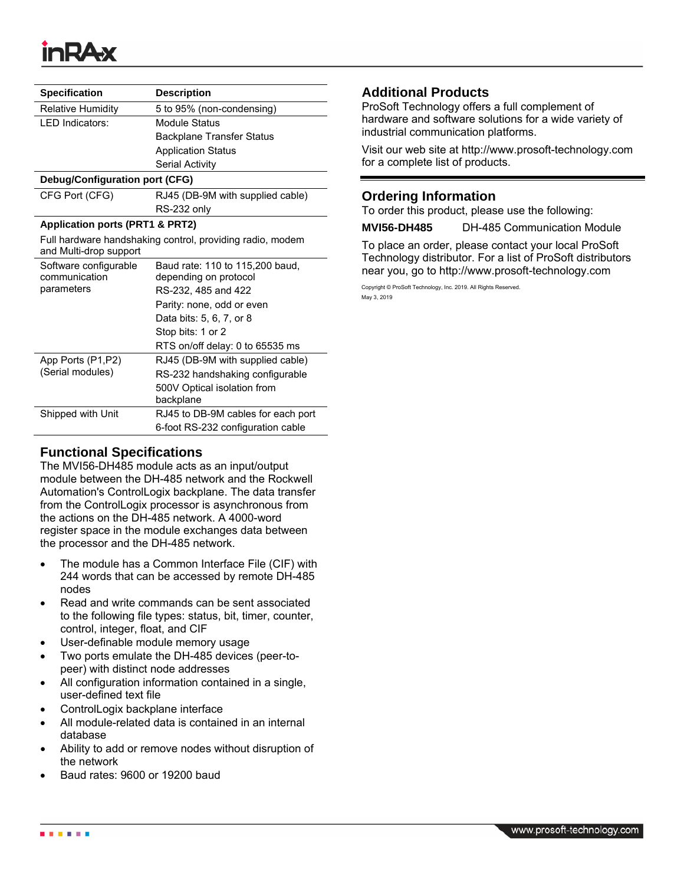| Specification | Description |
|---|---|
| Relative Humidity | 5 to 95% (non-condensing) |
| LED Indicators: | Module Status<br>Backplane Transfer Status<br>Application Status<br>Serial Activity |
| **Debug/Configuration port (CFG)** | |
| CFG Port (CFG) | RJ45 (DB-9M with supplied cable)<br>RS-232 only |
| **Application ports (PRT1 & PRT2)** | |
| Full hardware handshaking control, providing radio, modem and Multi-drop support | |
| Software configurable communication parameters | Baud rate: 110 to 115,200 baud, depending on protocol<br>RS-232, 485 and 422<br>Parity: none, odd or even<br>Data bits: 5, 6, 7, or 8<br>Stop bits: 1 or 2<br>RTS on/off delay: 0 to 65535 ms |
| App Ports (P1,P2) (Serial modules) | RJ45 (DB-9M with supplied cable)<br>RS-232 handshaking configurable<br>500V Optical isolation from backplane |
| Shipped with Unit | RJ45 to DB-9M cables for each port<br>6-foot RS-232 configuration cable |

## Functional Specifications

The MVI56-DH485 module acts as an input/output module between the DH-485 network and the Rockwell Automation's ControlLogix backplane. The data transfer from the ControlLogix processor is asynchronous from the actions on the DH-485 network. A 4000-word register space in the module exchanges data between the processor and the DH-485 network.

- The module has a Common Interface File (CIF) with 244 words that can be accessed by remote DH-485 nodes
- Read and write commands can be sent associated to the following file types: status, bit, timer, counter, control, integer, float, and CIF
- User-definable module memory usage
- Two ports emulate the DH-485 devices (peer-to-peer) with distinct node addresses
- All configuration information contained in a single, user-defined text file
- ControlLogix backplane interface
- All module-related data is contained in an internal database
- Ability to add or remove nodes without disruption of the network
- Baud rates: 9600 or 19200 baud

## Additional Products

ProSoft Technology offers a full complement of hardware and software solutions for a wide variety of industrial communication platforms.

Visit our web site at http://www.prosoft-technology.com for a complete list of products.

## Ordering Information

To order this product, please use the following:

**MVI56-DH485** DH-485 Communication Module

To place an order, please contact your local ProSoft Technology distributor. For a list of ProSoft distributors near you, go to http://www.prosoft-technology.com

Copyright © ProSoft Technology, Inc. 2019. All Rights Reserved.

May 3, 2019